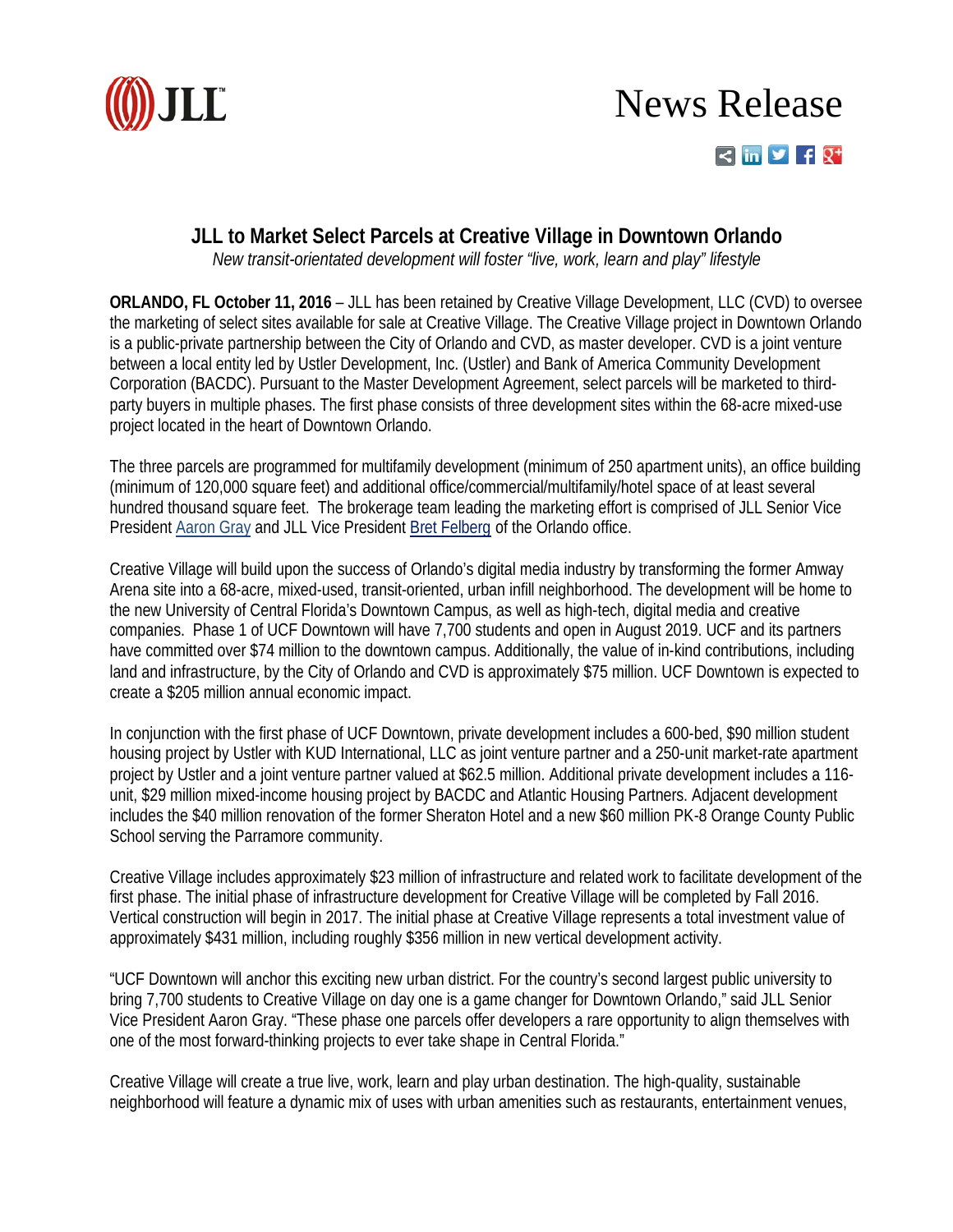JLL

# News Release

## JLL to Market Select Parcels at Creative Village in Downtown Orlando

*New transit-orientated development will foster "live, work, learn and play" lifestyle*

**ORLANDO, FL October 11, 2016** – JLL has been retained by Creative Village Development, LLC (CVD) to oversee the marketing of select sites available for sale at Creative Village. The Creative Village project in Downtown Orlando is a public-private partnership between the City of Orlando and CVD, as master developer. CVD is a joint venture between a local entity led by Ustler Development, Inc. (Ustler) and Bank of America Community Development Corporation (BACDC). Pursuant to the Master Development Agreement, select parcels will be marketed to third-party buyers in multiple phases. The first phase consists of three development sites within the 68-acre mixed-use project located in the heart of Downtown Orlando.

The three parcels are programmed for multifamily development (minimum of 250 apartment units), an office building (minimum of 120,000 square feet) and additional office/commercial/multifamily/hotel space of at least several hundred thousand square feet. The brokerage team leading the marketing effort is comprised of JLL Senior Vice President Aaron Gray and JLL Vice President Bret Felberg of the Orlando office.

Creative Village will build upon the success of Orlando's digital media industry by transforming the former Amway Arena site into a 68-acre, mixed-used, transit-oriented, urban infill neighborhood. The development will be home to the new University of Central Florida's Downtown Campus, as well as high-tech, digital media and creative companies. Phase 1 of UCF Downtown will have 7,700 students and open in August 2019. UCF and its partners have committed over $74 million to the downtown campus. Additionally, the value of in-kind contributions, including land and infrastructure, by the City of Orlando and CVD is approximately $75 million. UCF Downtown is expected to create a $205 million annual economic impact.

In conjunction with the first phase of UCF Downtown, private development includes a 600-bed, $90 million student housing project by Ustler with KUD International, LLC as joint venture partner and a 250-unit market-rate apartment project by Ustler and a joint venture partner valued at $62.5 million. Additional private development includes a 116-unit, $29 million mixed-income housing project by BACDC and Atlantic Housing Partners. Adjacent development includes the $40 million renovation of the former Sheraton Hotel and a new $60 million PK-8 Orange County Public School serving the Parramore community.

Creative Village includes approximately $23 million of infrastructure and related work to facilitate development of the first phase. The initial phase of infrastructure development for Creative Village will be completed by Fall 2016. Vertical construction will begin in 2017. The initial phase at Creative Village represents a total investment value of approximately $431 million, including roughly $356 million in new vertical development activity.

"UCF Downtown will anchor this exciting new urban district. For the country's second largest public university to bring 7,700 students to Creative Village on day one is a game changer for Downtown Orlando," said JLL Senior Vice President Aaron Gray. "These phase one parcels offer developers a rare opportunity to align themselves with one of the most forward-thinking projects to ever take shape in Central Florida."

Creative Village will create a true live, work, learn and play urban destination. The high-quality, sustainable neighborhood will feature a dynamic mix of uses with urban amenities such as restaurants, entertainment venues,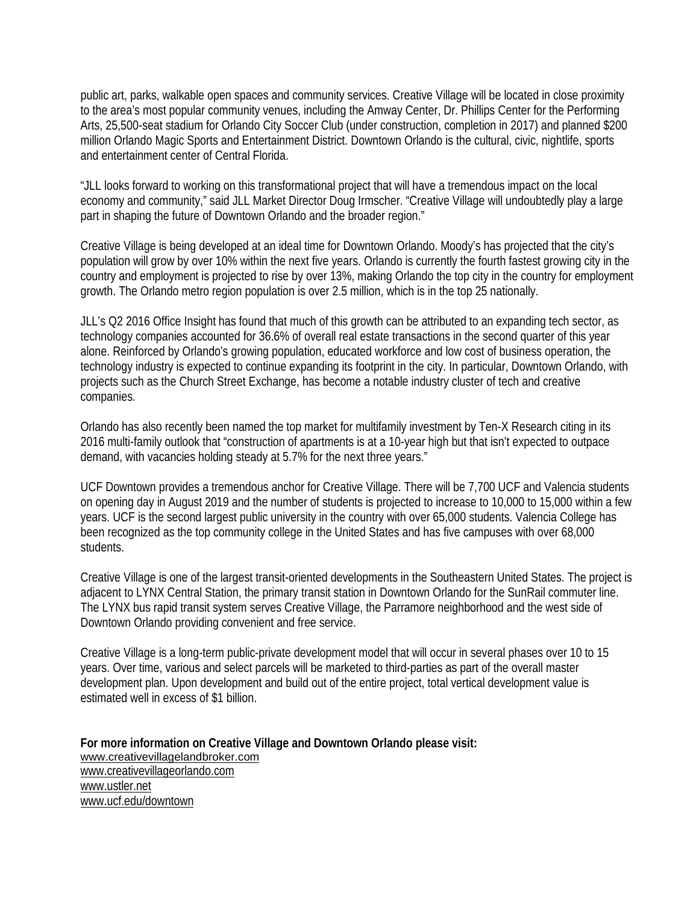public art, parks, walkable open spaces and community services. Creative Village will be located in close proximity to the area's most popular community venues, including the Amway Center, Dr. Phillips Center for the Performing Arts, 25,500-seat stadium for Orlando City Soccer Club (under construction, completion in 2017) and planned $200 million Orlando Magic Sports and Entertainment District. Downtown Orlando is the cultural, civic, nightlife, sports and entertainment center of Central Florida.

"JLL looks forward to working on this transformational project that will have a tremendous impact on the local economy and community," said JLL Market Director Doug Irmscher. "Creative Village will undoubtedly play a large part in shaping the future of Downtown Orlando and the broader region."

Creative Village is being developed at an ideal time for Downtown Orlando. Moody's has projected that the city's population will grow by over 10% within the next five years. Orlando is currently the fourth fastest growing city in the country and employment is projected to rise by over 13%, making Orlando the top city in the country for employment growth. The Orlando metro region population is over 2.5 million, which is in the top 25 nationally.

JLL's Q2 2016 Office Insight has found that much of this growth can be attributed to an expanding tech sector, as technology companies accounted for 36.6% of overall real estate transactions in the second quarter of this year alone. Reinforced by Orlando's growing population, educated workforce and low cost of business operation, the technology industry is expected to continue expanding its footprint in the city. In particular, Downtown Orlando, with projects such as the Church Street Exchange, has become a notable industry cluster of tech and creative companies.

Orlando has also recently been named the top market for multifamily investment by Ten-X Research citing in its 2016 multi-family outlook that "construction of apartments is at a 10-year high but that isn't expected to outpace demand, with vacancies holding steady at 5.7% for the next three years."

UCF Downtown provides a tremendous anchor for Creative Village. There will be 7,700 UCF and Valencia students on opening day in August 2019 and the number of students is projected to increase to 10,000 to 15,000 within a few years. UCF is the second largest public university in the country with over 65,000 students. Valencia College has been recognized as the top community college in the United States and has five campuses with over 68,000 students.

Creative Village is one of the largest transit-oriented developments in the Southeastern United States. The project is adjacent to LYNX Central Station, the primary transit station in Downtown Orlando for the SunRail commuter line. The LYNX bus rapid transit system serves Creative Village, the Parramore neighborhood and the west side of Downtown Orlando providing convenient and free service.

Creative Village is a long-term public-private development model that will occur in several phases over 10 to 15 years. Over time, various and select parcels will be marketed to third-parties as part of the overall master development plan. Upon development and build out of the entire project, total vertical development value is estimated well in excess of $1 billion.

**For more information on Creative Village and Downtown Orlando please visit:**
www.creativevillagelandbroker.com
www.creativevillageorlando.com
www.ustler.net
www.ucf.edu/downtown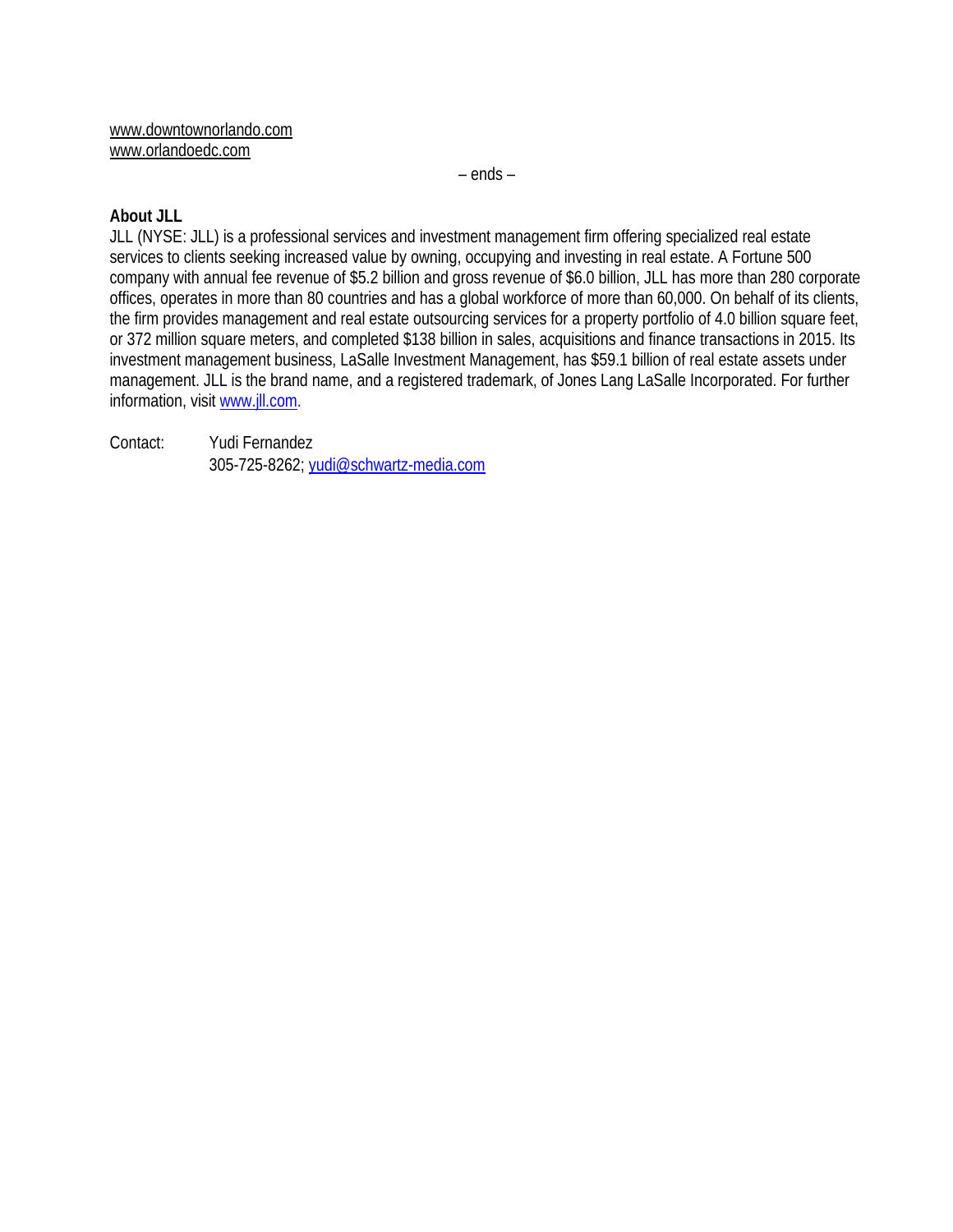www.downtownorlando.com
www.orlandoedc.com

– ends –

**About JLL**

JLL (NYSE: JLL) is a professional services and investment management firm offering specialized real estate services to clients seeking increased value by owning, occupying and investing in real estate. A Fortune 500 company with annual fee revenue of $5.2 billion and gross revenue of $6.0 billion, JLL has more than 280 corporate offices, operates in more than 80 countries and has a global workforce of more than 60,000. On behalf of its clients, the firm provides management and real estate outsourcing services for a property portfolio of 4.0 billion square feet, or 372 million square meters, and completed $138 billion in sales, acquisitions and finance transactions in 2015. Its investment management business, LaSalle Investment Management, has $59.1 billion of real estate assets under management. JLL is the brand name, and a registered trademark, of Jones Lang LaSalle Incorporated. For further information, visit www.jll.com.

Contact: Yudi Fernandez
305-725-8262; yudi@schwartz-media.com